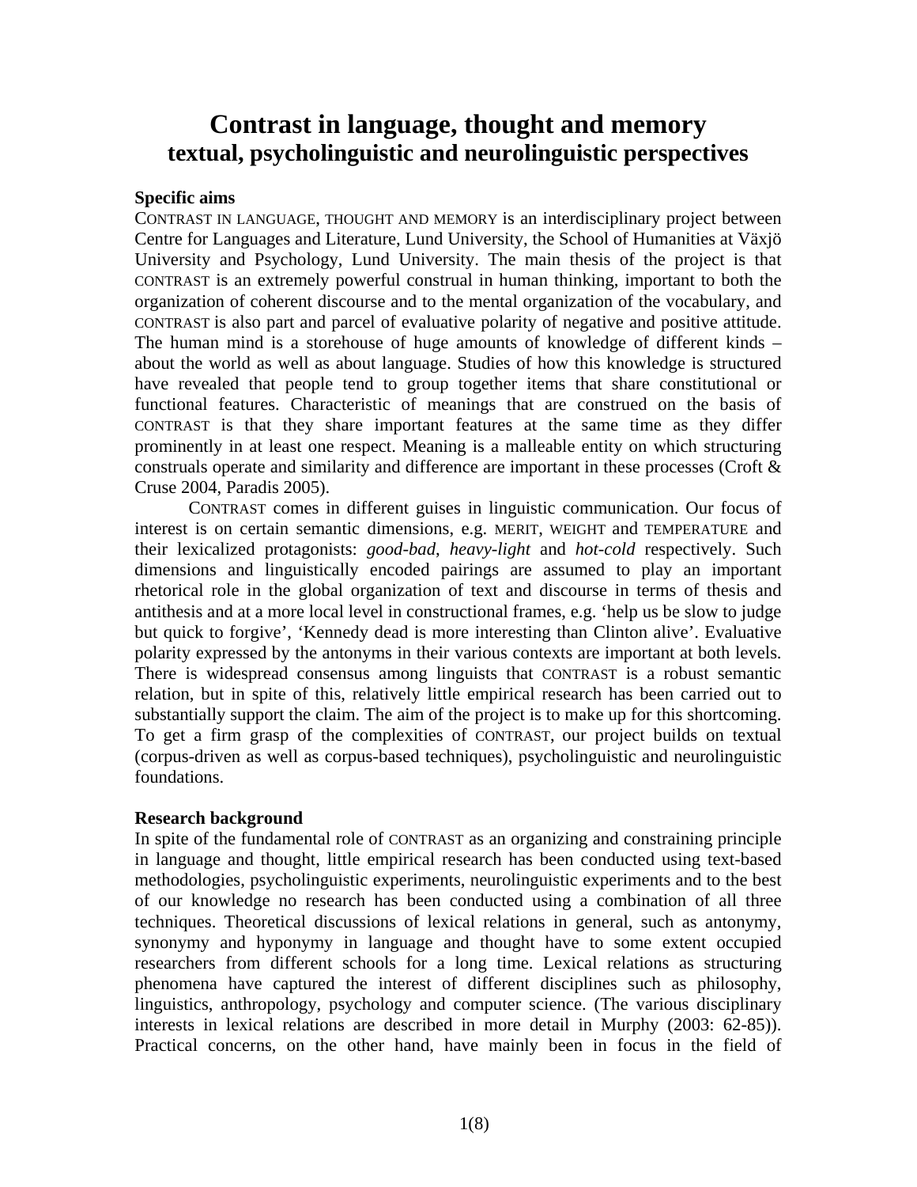# Contrast in language, thought and memory
## textual, psycholinguistic and neurolinguistic perspectives

### Specific aims

CONTRAST IN LANGUAGE, THOUGHT AND MEMORY is an interdisciplinary project between Centre for Languages and Literature, Lund University, the School of Humanities at Växjö University and Psychology, Lund University. The main thesis of the project is that CONTRAST is an extremely powerful construal in human thinking, important to both the organization of coherent discourse and to the mental organization of the vocabulary, and CONTRAST is also part and parcel of evaluative polarity of negative and positive attitude. The human mind is a storehouse of huge amounts of knowledge of different kinds – about the world as well as about language. Studies of how this knowledge is structured have revealed that people tend to group together items that share constitutional or functional features. Characteristic of meanings that are construed on the basis of CONTRAST is that they share important features at the same time as they differ prominently in at least one respect. Meaning is a malleable entity on which structuring construals operate and similarity and difference are important in these processes (Croft & Cruse 2004, Paradis 2005).

CONTRAST comes in different guises in linguistic communication. Our focus of interest is on certain semantic dimensions, e.g. MERIT, WEIGHT and TEMPERATURE and their lexicalized protagonists: *good-bad*, *heavy-light* and *hot-cold* respectively. Such dimensions and linguistically encoded pairings are assumed to play an important rhetorical role in the global organization of text and discourse in terms of thesis and antithesis and at a more local level in constructional frames, e.g. 'help us be slow to judge but quick to forgive', 'Kennedy dead is more interesting than Clinton alive'. Evaluative polarity expressed by the antonyms in their various contexts are important at both levels. There is widespread consensus among linguists that CONTRAST is a robust semantic relation, but in spite of this, relatively little empirical research has been carried out to substantially support the claim. The aim of the project is to make up for this shortcoming. To get a firm grasp of the complexities of CONTRAST, our project builds on textual (corpus-driven as well as corpus-based techniques), psycholinguistic and neurolinguistic foundations.

### Research background

In spite of the fundamental role of CONTRAST as an organizing and constraining principle in language and thought, little empirical research has been conducted using text-based methodologies, psycholinguistic experiments, neurolinguistic experiments and to the best of our knowledge no research has been conducted using a combination of all three techniques. Theoretical discussions of lexical relations in general, such as antonymy, synonymy and hyponymy in language and thought have to some extent occupied researchers from different schools for a long time. Lexical relations as structuring phenomena have captured the interest of different disciplines such as philosophy, linguistics, anthropology, psychology and computer science. (The various disciplinary interests in lexical relations are described in more detail in Murphy (2003: 62-85)). Practical concerns, on the other hand, have mainly been in focus in the field of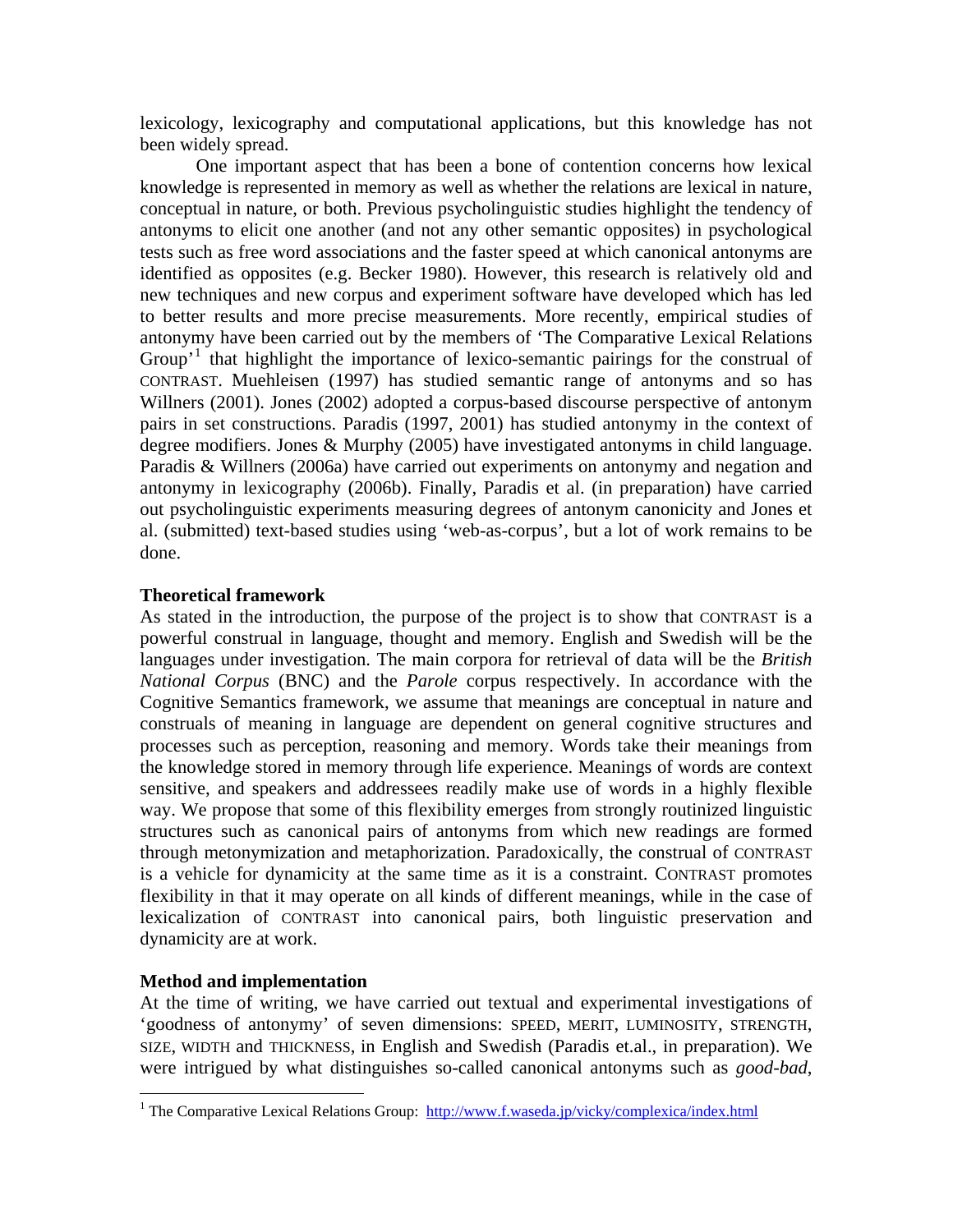lexicology, lexicography and computational applications, but this knowledge has not been widely spread.

One important aspect that has been a bone of contention concerns how lexical knowledge is represented in memory as well as whether the relations are lexical in nature, conceptual in nature, or both. Previous psycholinguistic studies highlight the tendency of antonyms to elicit one another (and not any other semantic opposites) in psychological tests such as free word associations and the faster speed at which canonical antonyms are identified as opposites (e.g. Becker 1980). However, this research is relatively old and new techniques and new corpus and experiment software have developed which has led to better results and more precise measurements. More recently, empirical studies of antonymy have been carried out by the members of 'The Comparative Lexical Relations Group'[1] that highlight the importance of lexico-semantic pairings for the construal of CONTRAST. Muehleisen (1997) has studied semantic range of antonyms and so has Willners (2001). Jones (2002) adopted a corpus-based discourse perspective of antonym pairs in set constructions. Paradis (1997, 2001) has studied antonymy in the context of degree modifiers. Jones & Murphy (2005) have investigated antonyms in child language. Paradis & Willners (2006a) have carried out experiments on antonymy and negation and antonymy in lexicography (2006b). Finally, Paradis et al. (in preparation) have carried out psycholinguistic experiments measuring degrees of antonym canonicity and Jones et al. (submitted) text-based studies using 'web-as-corpus', but a lot of work remains to be done.

### Theoretical framework

As stated in the introduction, the purpose of the project is to show that CONTRAST is a powerful construal in language, thought and memory. English and Swedish will be the languages under investigation. The main corpora for retrieval of data will be the *British National Corpus* (BNC) and the *Parole* corpus respectively. In accordance with the Cognitive Semantics framework, we assume that meanings are conceptual in nature and construals of meaning in language are dependent on general cognitive structures and processes such as perception, reasoning and memory. Words take their meanings from the knowledge stored in memory through life experience. Meanings of words are context sensitive, and speakers and addressees readily make use of words in a highly flexible way. We propose that some of this flexibility emerges from strongly routinized linguistic structures such as canonical pairs of antonyms from which new readings are formed through metonymization and metaphorization. Paradoxically, the construal of CONTRAST is a vehicle for dynamicity at the same time as it is a constraint. CONTRAST promotes flexibility in that it may operate on all kinds of different meanings, while in the case of lexicalization of CONTRAST into canonical pairs, both linguistic preservation and dynamicity are at work.

### Method and implementation

At the time of writing, we have carried out textual and experimental investigations of 'goodness of antonymy' of seven dimensions: SPEED, MERIT, LUMINOSITY, STRENGTH, SIZE, WIDTH and THICKNESS, in English and Swedish (Paradis et.al., in preparation). We were intrigued by what distinguishes so-called canonical antonyms such as *good-bad*,

---

[1] The Comparative Lexical Relations Group: http://www.f.waseda.jp/vicky/complexica/index.html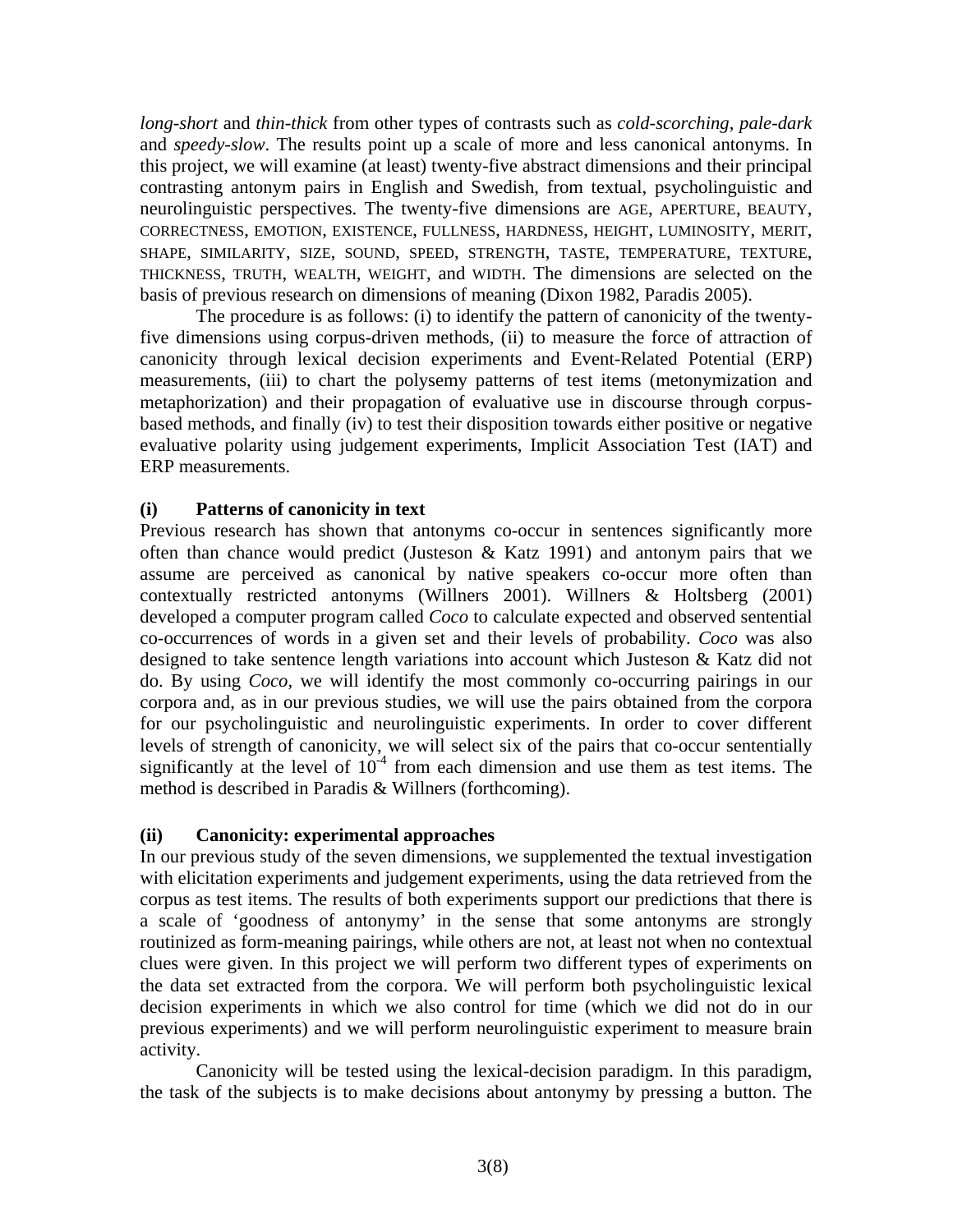*long-short* and *thin-thick* from other types of contrasts such as *cold-scorching*, *pale-dark* and *speedy-slow*. The results point up a scale of more and less canonical antonyms. In this project, we will examine (at least) twenty-five abstract dimensions and their principal contrasting antonym pairs in English and Swedish, from textual, psycholinguistic and neurolinguistic perspectives. The twenty-five dimensions are AGE, APERTURE, BEAUTY, CORRECTNESS, EMOTION, EXISTENCE, FULLNESS, HARDNESS, HEIGHT, LUMINOSITY, MERIT, SHAPE, SIMILARITY, SIZE, SOUND, SPEED, STRENGTH, TASTE, TEMPERATURE, TEXTURE, THICKNESS, TRUTH, WEALTH, WEIGHT, and WIDTH. The dimensions are selected on the basis of previous research on dimensions of meaning (Dixon 1982, Paradis 2005).

The procedure is as follows: (i) to identify the pattern of canonicity of the twenty-five dimensions using corpus-driven methods, (ii) to measure the force of attraction of canonicity through lexical decision experiments and Event-Related Potential (ERP) measurements, (iii) to chart the polysemy patterns of test items (metonymization and metaphorization) and their propagation of evaluative use in discourse through corpus-based methods, and finally (iv) to test their disposition towards either positive or negative evaluative polarity using judgement experiments, Implicit Association Test (IAT) and ERP measurements.

### (i) Patterns of canonicity in text

Previous research has shown that antonyms co-occur in sentences significantly more often than chance would predict (Justeson & Katz 1991) and antonym pairs that we assume are perceived as canonical by native speakers co-occur more often than contextually restricted antonyms (Willners 2001). Willners & Holtsberg (2001) developed a computer program called *Coco* to calculate expected and observed sentential co-occurrences of words in a given set and their levels of probability. *Coco* was also designed to take sentence length variations into account which Justeson & Katz did not do. By using *Coco*, we will identify the most commonly co-occurring pairings in our corpora and, as in our previous studies, we will use the pairs obtained from the corpora for our psycholinguistic and neurolinguistic experiments. In order to cover different levels of strength of canonicity, we will select six of the pairs that co-occur sententially significantly at the level of $10^{-4}$ from each dimension and use them as test items. The method is described in Paradis & Willners (forthcoming).

### (ii) Canonicity: experimental approaches

In our previous study of the seven dimensions, we supplemented the textual investigation with elicitation experiments and judgement experiments, using the data retrieved from the corpus as test items. The results of both experiments support our predictions that there is a scale of 'goodness of antonymy' in the sense that some antonyms are strongly routinized as form-meaning pairings, while others are not, at least not when no contextual clues were given. In this project we will perform two different types of experiments on the data set extracted from the corpora. We will perform both psycholinguistic lexical decision experiments in which we also control for time (which we did not do in our previous experiments) and we will perform neurolinguistic experiment to measure brain activity.

Canonicity will be tested using the lexical-decision paradigm. In this paradigm, the task of the subjects is to make decisions about antonymy by pressing a button. The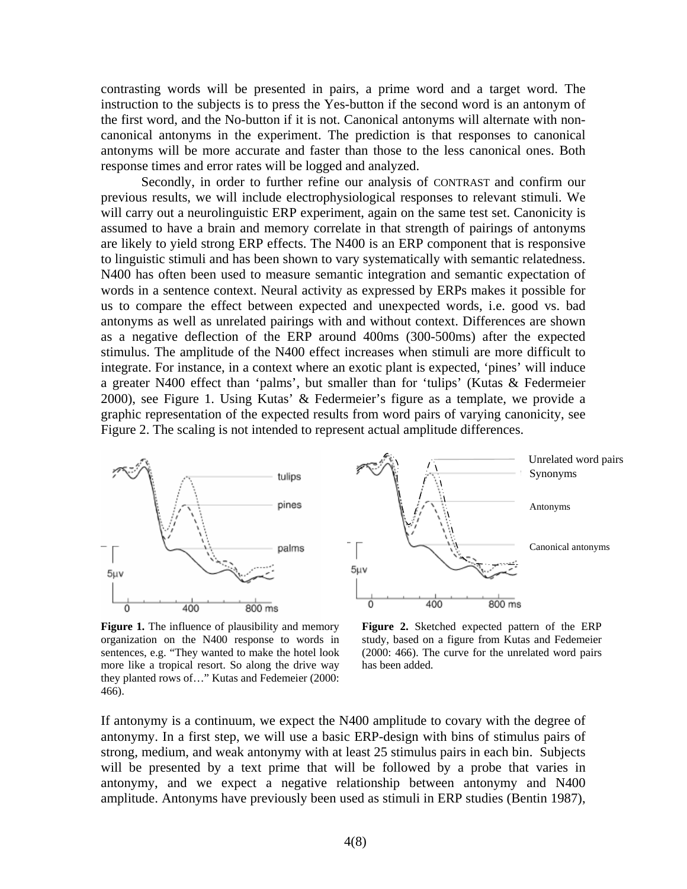contrasting words will be presented in pairs, a prime word and a target word. The instruction to the subjects is to press the Yes-button if the second word is an antonym of the first word, and the No-button if it is not. Canonical antonyms will alternate with non-canonical antonyms in the experiment. The prediction is that responses to canonical antonyms will be more accurate and faster than those to the less canonical ones. Both response times and error rates will be logged and analyzed.

Secondly, in order to further refine our analysis of CONTRAST and confirm our previous results, we will include electrophysiological responses to relevant stimuli. We will carry out a neurolinguistic ERP experiment, again on the same test set. Canonicity is assumed to have a brain and memory correlate in that strength of pairings of antonyms are likely to yield strong ERP effects. The N400 is an ERP component that is responsive to linguistic stimuli and has been shown to vary systematically with semantic relatedness. N400 has often been used to measure semantic integration and semantic expectation of words in a sentence context. Neural activity as expressed by ERPs makes it possible for us to compare the effect between expected and unexpected words, i.e. good vs. bad antonyms as well as unrelated pairings with and without context. Differences are shown as a negative deflection of the ERP around 400ms (300-500ms) after the expected stimulus. The amplitude of the N400 effect increases when stimuli are more difficult to integrate. For instance, in a context where an exotic plant is expected, 'pines' will induce a greater N400 effect than 'palms', but smaller than for 'tulips' (Kutas & Federmeier 2000), see Figure 1. Using Kutas' & Federmeier's figure as a template, we provide a graphic representation of the expected results from word pairs of varying canonicity, see Figure 2. The scaling is not intended to represent actual amplitude differences.

**Figure 1.** The influence of plausibility and memory organization on the N400 response to words in sentences, e.g. "They wanted to make the hotel look more like a tropical resort. So along the drive way they planted rows of…" Kutas and Fedemeier (2000: 466).

**Figure 2.** Sketched expected pattern of the ERP study, based on a figure from Kutas and Fedemeier (2000: 466). The curve for the unrelated word pairs has been added.

If antonymy is a continuum, we expect the N400 amplitude to covary with the degree of antonymy. In a first step, we will use a basic ERP-design with bins of stimulus pairs of strong, medium, and weak antonymy with at least 25 stimulus pairs in each bin. Subjects will be presented by a text prime that will be followed by a probe that varies in antonymy, and we expect a negative relationship between antonymy and N400 amplitude. Antonyms have previously been used as stimuli in ERP studies (Bentin 1987),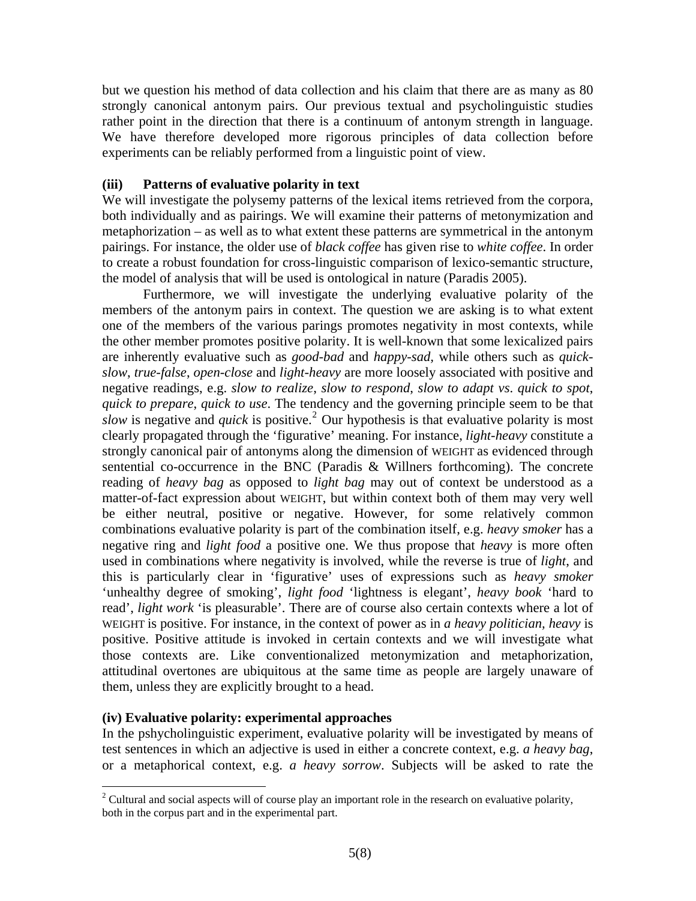but we question his method of data collection and his claim that there are as many as 80 strongly canonical antonym pairs. Our previous continuous textual and psycholinguistic studies rather point in the direction that there is a continuum of antonym strength in language. We have therefore developed more rigorous principles of data collection before experiments can be reliably performed from a linguistic point of view.

**(iii) Patterns of evaluative polarity in text**

We will investigate the polysemy patterns of the lexical items retrieved from the corpora, both individually and as pairings. We will examine their patterns of metonymization and metaphorization – as well as to what extent these patterns are symmetrical in the antonym pairings. For instance, the older use of *black coffee* has given rise to *white coffee*. In order to create a robust foundation for cross-linguistic comparison of lexico-semantic structure, the model of analysis that will be used is ontological in nature (Paradis 2005).

Furthermore, we will investigate the underlying evaluative polarity of the members of the antonym pairs in context. The question we are asking is to what extent one of the members of the various parings promotes negativity in most contexts, while the other member promotes positive polarity. It is well-known that some lexicalized pairs are inherently evaluative such as *good-bad* and *happy-sad*, while others such as *quick-slow*, *true-false*, *open-close* and *light-heavy* are more loosely associated with positive and negative readings, e.g. *slow to realize*, *slow to respond*, *slow to adapt vs. quick to spot*, *quick to prepare*, *quick to use*. The tendency and the governing principle seem to be that *slow* is negative and *quick* is positive.[2] Our hypothesis is that evaluative polarity is most clearly propagated through the 'figurative' meaning. For instance, *light-heavy* constitute a strongly canonical pair of antonyms along the dimension of WEIGHT as evidenced through sentential co-occurrence in the BNC (Paradis & Willners forthcoming). The concrete reading of *heavy bag* as opposed to *light bag* may out of context be understood as a matter-of-fact expression about WEIGHT, but within context both of them may very well be either neutral, positive or negative. However, for some relatively common combinations evaluative polarity is part of the combination itself, e.g. *heavy smoker* has a negative ring and *light food* a positive one. We thus propose that *heavy* is more often used in combinations where negativity is involved, while the reverse is true of *light*, and this is particularly clear in 'figurative' uses of expressions such as *heavy smoker* 'unhealthy degree of smoking', *light food* 'lightness is elegant', *heavy book* 'hard to read', *light work* 'is pleasurable'. There are of course also certain contexts where a lot of WEIGHT is positive. For instance, in the context of power as in *a heavy politician*, *heavy* is positive. Positive attitude is invoked in certain contexts and we will investigate what those contexts are. Like conventionalized metonymization and metaphorization, attitudinal overtones are ubiquitous at the same time as people are largely unaware of them, unless they are explicitly brought to a head.

**(iv) Evaluative polarity: experimental approaches**

In the pshycholinguistic experiment, evaluative polarity will be investigated by means of test sentences in which an adjective is used in either a concrete context, e.g. *a heavy bag*, or a metaphorical context, e.g. *a heavy sorrow*. Subjects will be asked to rate the

[2] Cultural and social aspects will of course play an important role in the research on evaluative polarity, both in the corpus part and in the experimental part.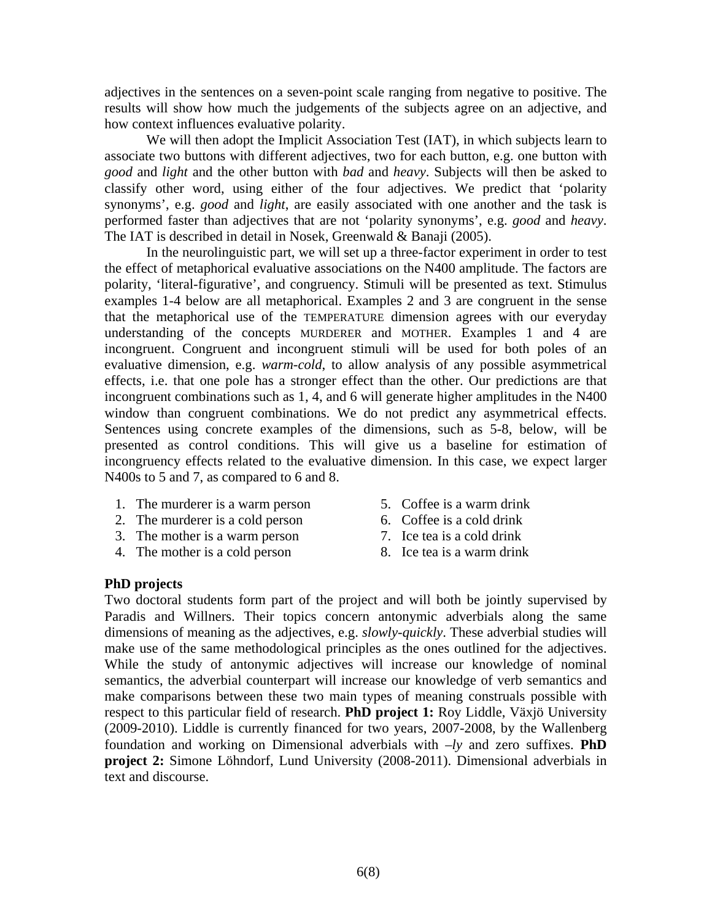adjectives in the sentences on a seven-point scale ranging from negative to positive. The results will show how much the judgements of the subjects agree on an adjective, and how context influences evaluative polarity.

We will then adopt the Implicit Association Test (IAT), in which subjects learn to associate two buttons with different adjectives, two for each button, e.g. one button with *good* and *light* and the other button with *bad* and *heavy*. Subjects will then be asked to classify other word, using either of the four adjectives. We predict that 'polarity synonyms', e.g. *good* and *light*, are easily associated with one another and the task is performed faster than adjectives that are not 'polarity synonyms', e.g. *good* and *heavy*. The IAT is described in detail in Nosek, Greenwald & Banaji (2005).

In the neurolinguistic part, we will set up a three-factor experiment in order to test the effect of metaphorical evaluative associations on the N400 amplitude. The factors are polarity, 'literal-figurative', and congruency. Stimuli will be presented as text. Stimulus examples 1-4 below are all metaphorical. Examples 2 and 3 are congruent in the sense that the metaphorical use of the TEMPERATURE dimension agrees with our everyday understanding of the concepts MURDERER and MOTHER. Examples 1 and 4 are incongruent. Congruent and incongruent stimuli will be used for both poles of an evaluative dimension, e.g. *warm-cold*, to allow analysis of any possible asymmetrical effects, i.e. that one pole has a stronger effect than the other. Our predictions are that incongruent combinations such as 1, 4, and 6 will generate higher amplitudes in the N400 window than congruent combinations. We do not predict any asymmetrical effects. Sentences using concrete examples of the dimensions, such as 5-8, below, will be presented as control conditions. This will give us a baseline for estimation of incongruency effects related to the evaluative dimension. In this case, we expect larger N400s to 5 and 7, as compared to 6 and 8.

1. The murderer is a warm person
2. The murderer is a cold person
3. The mother is a warm person
4. The mother is a cold person
5. Coffee is a warm drink
6. Coffee is a cold drink
7. Ice tea is a cold drink
8. Ice tea is a warm drink

**PhD projects**

Two doctoral students form part of the project and will both be jointly supervised by Paradis and Willners. Their topics concern antonymic adverbials along the same dimensions of meaning as the adjectives, e.g. *slowly-quickly*. These adverbial studies will make use of the same methodological principles as the ones outlined for the adjectives. While the study of antonymic adjectives will increase our knowledge of nominal semantics, the adverbial counterpart will increase our knowledge of verb semantics and make comparisons between these two main types of meaning construals possible with respect to this particular field of research. **PhD project 1:** Roy Liddle, Växjö University (2009-2010). Liddle is currently financed for two years, 2007-2008, by the Wallenberg foundation and working on Dimensional adverbials with *–ly* and zero suffixes. **PhD project 2:** Simone Löhndorf, Lund University (2008-2011). Dimensional adverbials in text and discourse.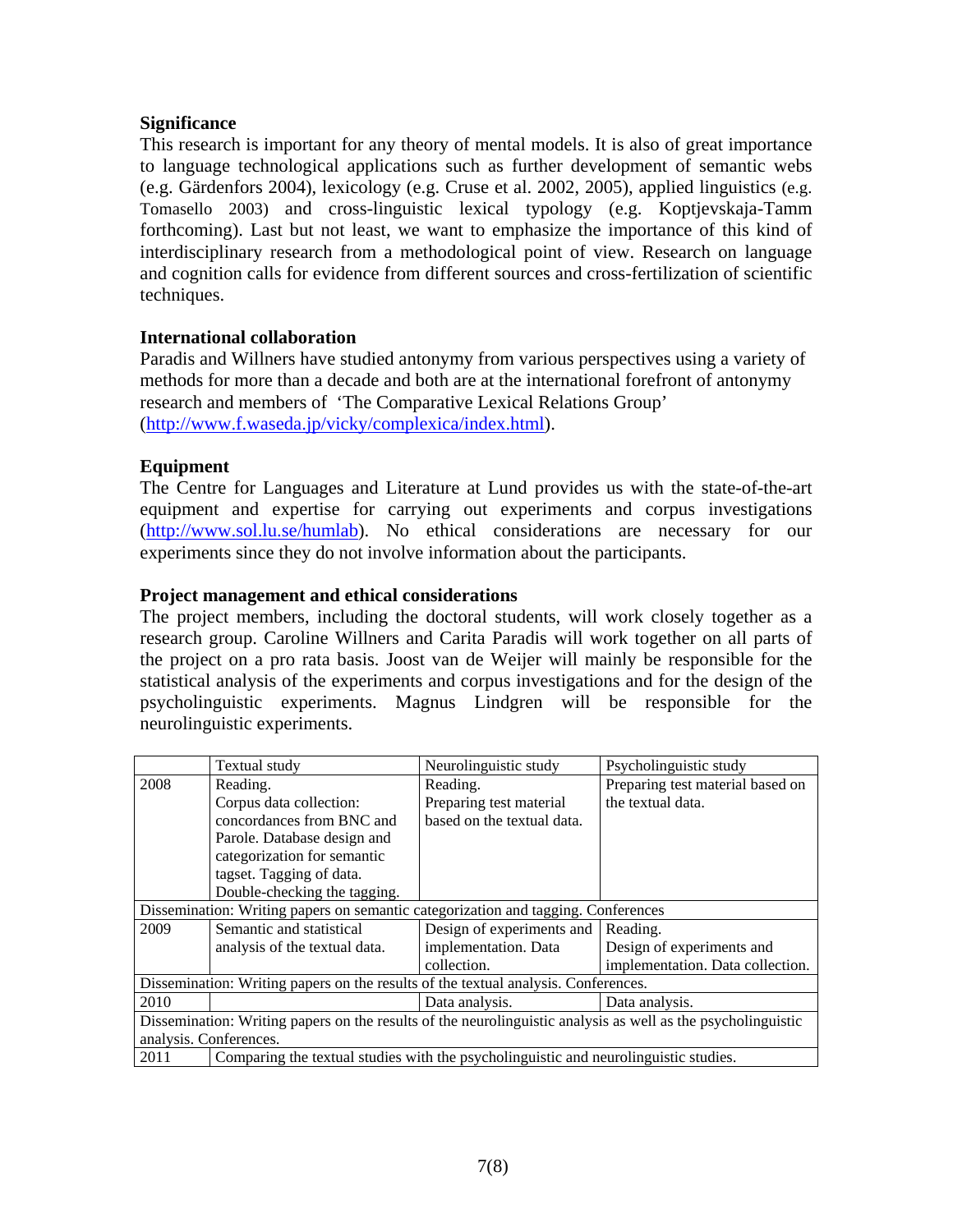**Significance**

This research is important for any theory of mental models. It is also of great importance to language technological applications such as further development of semantic webs (e.g. Gärdenfors 2004), lexicology (e.g. Cruse et al. 2002, 2005), applied linguistics (e.g. Tomasello 2003) and cross-linguistic lexical typology (e.g. Koptjevskaja-Tamm forthcoming). Last but not least, we want to emphasize the importance of this kind of interdisciplinary research from a methodological point of view. Research on language and cognition calls for evidence from different sources and cross-fertilization of scientific techniques.

**International collaboration**

Paradis and Willners have studied antonymy from various perspectives using a variety of methods for more than a decade and both are at the international forefront of antonymy research and members of 'The Comparative Lexical Relations Group' (http://www.f.waseda.jp/vicky/complexica/index.html).

**Equipment**

The Centre for Languages and Literature at Lund provides us with the state-of-the-art equipment and expertise for carrying out experiments and corpus investigations (http://www.sol.lu.se/humlab). No ethical considerations are necessary for our experiments since they do not involve information about the participants.

**Project management and ethical considerations**

The project members, including the doctoral students, will work closely together as a research group. Caroline Willners and Carita Paradis will work together on all parts of the project on a pro rata basis. Joost van de Weijer will mainly be responsible for the statistical analysis of the experiments and corpus investigations and for the design of the psycholinguistic experiments. Magnus Lindgren will be responsible for the neurolinguistic experiments.

| | Textual study | Neurolinguistic study | Psycholinguistic study |
|---|---|---|---|
| 2008 | Reading. Corpus data collection: concordances from BNC and Parole. Database design and categorization for semantic tagset. Tagging of data. Double-checking the tagging. | Reading. Preparing test material based on the textual data. | Preparing test material based on the textual data. |
| Dissemination: Writing papers on semantic categorization and tagging. Conferences | | | |
| 2009 | Semantic and statistical analysis of the textual data. | Design of experiments and implementation. Data collection. | Reading. Design of experiments and implementation. Data collection. |
| Dissemination: Writing papers on the results of the textual analysis. Conferences. | | | |
| 2010 | | Data analysis. | Data analysis. |
| Dissemination: Writing papers on the results of the neurolinguistic analysis as well as the psycholinguistic analysis. Conferences. | | | |
| 2011 | Comparing the textual studies with the psycholinguistic and neurolinguistic studies. | | |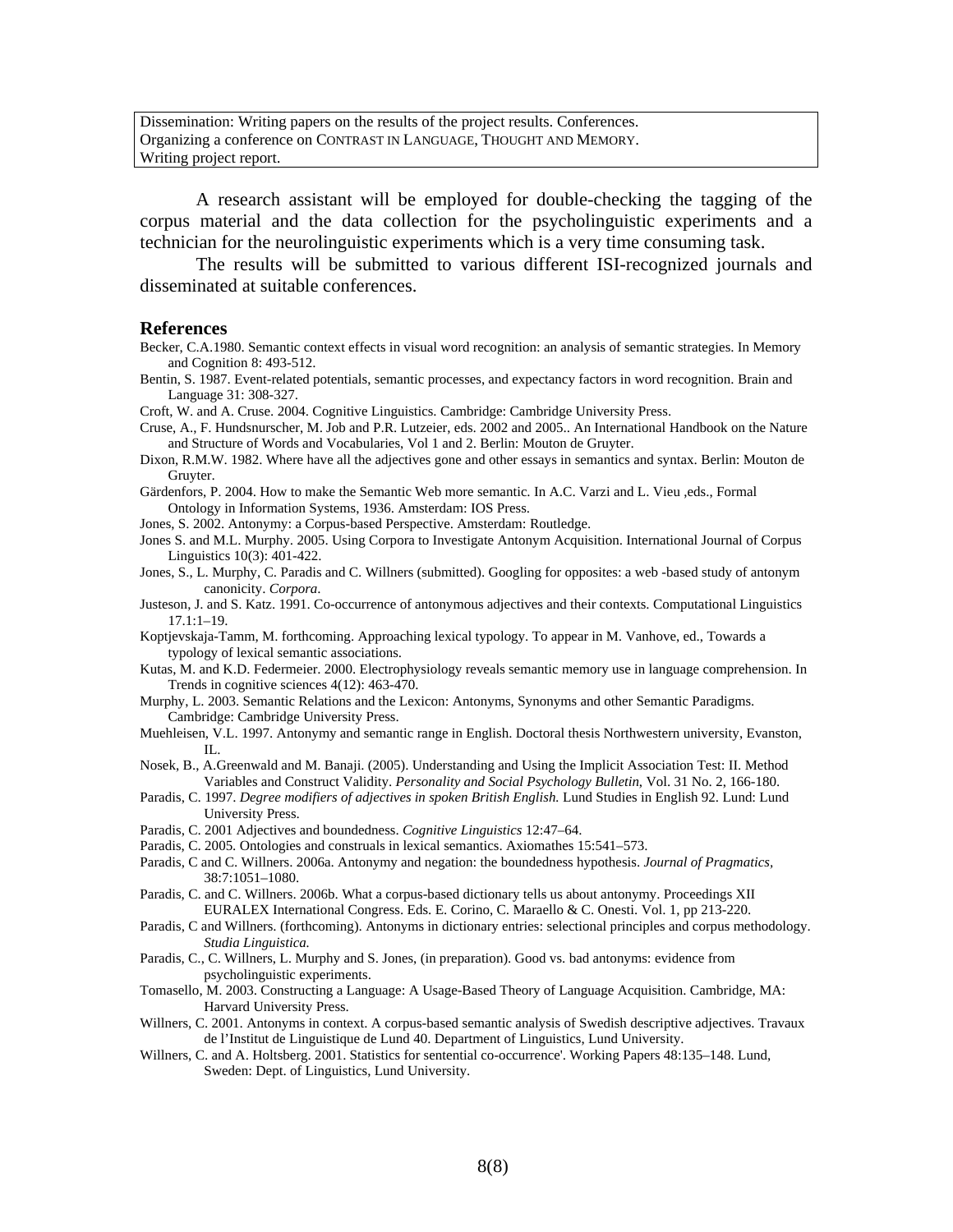| |
|---|
| Dissemination: Writing papers on the results of the project results. Conferences.<br>Organizing a conference on CONTRAST IN LANGUAGE, THOUGHT AND MEMORY.<br>Writing project report. |

A research assistant will be employed for double-checking the tagging of the corpus material and the data collection for the psycholinguistic experiments and a technician for the neurolinguistic experiments which is a very time consuming task.

The results will be submitted to various different ISI-recognized journals and disseminated at suitable conferences.

## References

Becker, C.A.1980. Semantic context effects in visual word recognition: an analysis of semantic strategies. In Memory and Cognition 8: 493-512.

Bentin, S. 1987. Event-related potentials, semantic processes, and expectancy factors in word recognition. Brain and Language 31: 308-327.

Croft, W. and A. Cruse. 2004. Cognitive Linguistics. Cambridge: Cambridge University Press.

Cruse, A., F. Hundsnurscher, M. Job and P.R. Lutzeier, eds. 2002 and 2005.. An International Handbook on the Nature and Structure of Words and Vocabularies, Vol 1 and 2. Berlin: Mouton de Gruyter.

Dixon, R.M.W. 1982. Where have all the adjectives gone and other essays in semantics and syntax. Berlin: Mouton de Gruyter.

Gärdenfors, P. 2004. How to make the Semantic Web more semantic. In A.C. Varzi and L. Vieu ,eds., Formal Ontology in Information Systems, 1936. Amsterdam: IOS Press.

Jones, S. 2002. Antonymy: a Corpus-based Perspective. Amsterdam: Routledge.

Jones S. and M.L. Murphy. 2005. Using Corpora to Investigate Antonym Acquisition. International Journal of Corpus Linguistics 10(3): 401-422.

Jones, S., L. Murphy, C. Paradis and C. Willners (submitted). Googling for opposites: a web -based study of antonym canonicity. *Corpora*.

Justeson, J. and S. Katz. 1991. Co-occurrence of antonymous adjectives and their contexts. Computational Linguistics 17.1:1–19.

Koptjevskaja-Tamm, M. forthcoming. Approaching lexical typology. To appear in M. Vanhove, ed., Towards a typology of lexical semantic associations.

Kutas, M. and K.D. Federmeier. 2000. Electrophysiology reveals semantic memory use in language comprehension. In Trends in cognitive sciences 4(12): 463-470.

Murphy, L. 2003. Semantic Relations and the Lexicon: Antonyms, Synonyms and other Semantic Paradigms. Cambridge: Cambridge University Press.

Muehleisen, V.L. 1997. Antonymy and semantic range in English. Doctoral thesis Northwestern university, Evanston, IL.

Nosek, B., A.Greenwald and M. Banaji. (2005). Understanding and Using the Implicit Association Test: II. Method Variables and Construct Validity. *Personality and Social Psychology Bulletin*, Vol. 31 No. 2, 166-180.

Paradis, C. 1997. *Degree modifiers of adjectives in spoken British English.* Lund Studies in English 92. Lund: Lund University Press.

Paradis, C. 2001 Adjectives and boundedness. *Cognitive Linguistics* 12:47–64.

Paradis, C. 2005. Ontologies and construals in lexical semantics. Axiomathes 15:541–573.

Paradis, C and C. Willners. 2006a. Antonymy and negation: the boundedness hypothesis. *Journal of Pragmatics*, 38:7:1051–1080.

Paradis, C. and C. Willners. 2006b. What a corpus-based dictionary tells us about antonymy. Proceedings XII EURALEX International Congress. Eds. E. Corino, C. Maraello & C. Onesti. Vol. 1, pp 213-220.

Paradis, C and Willners. (forthcoming). Antonyms in dictionary entries: selectional principles and corpus methodology. *Studia Linguistica.*

Paradis, C., C. Willners, L. Murphy and S. Jones, (in preparation). Good vs. bad antonyms: evidence from psycholinguistic experiments.

Tomasello, M. 2003. Constructing a Language: A Usage-Based Theory of Language Acquisition. Cambridge, MA: Harvard University Press.

Willners, C. 2001. Antonyms in context. A corpus-based semantic analysis of Swedish descriptive adjectives. Travaux de l'Institut de Linguistique de Lund 40. Department of Linguistics, Lund University.

Willners, C. and A. Holtsberg. 2001. Statistics for sentential co-occurrence'. Working Papers 48:135–148. Lund, Sweden: Dept. of Linguistics, Lund University.